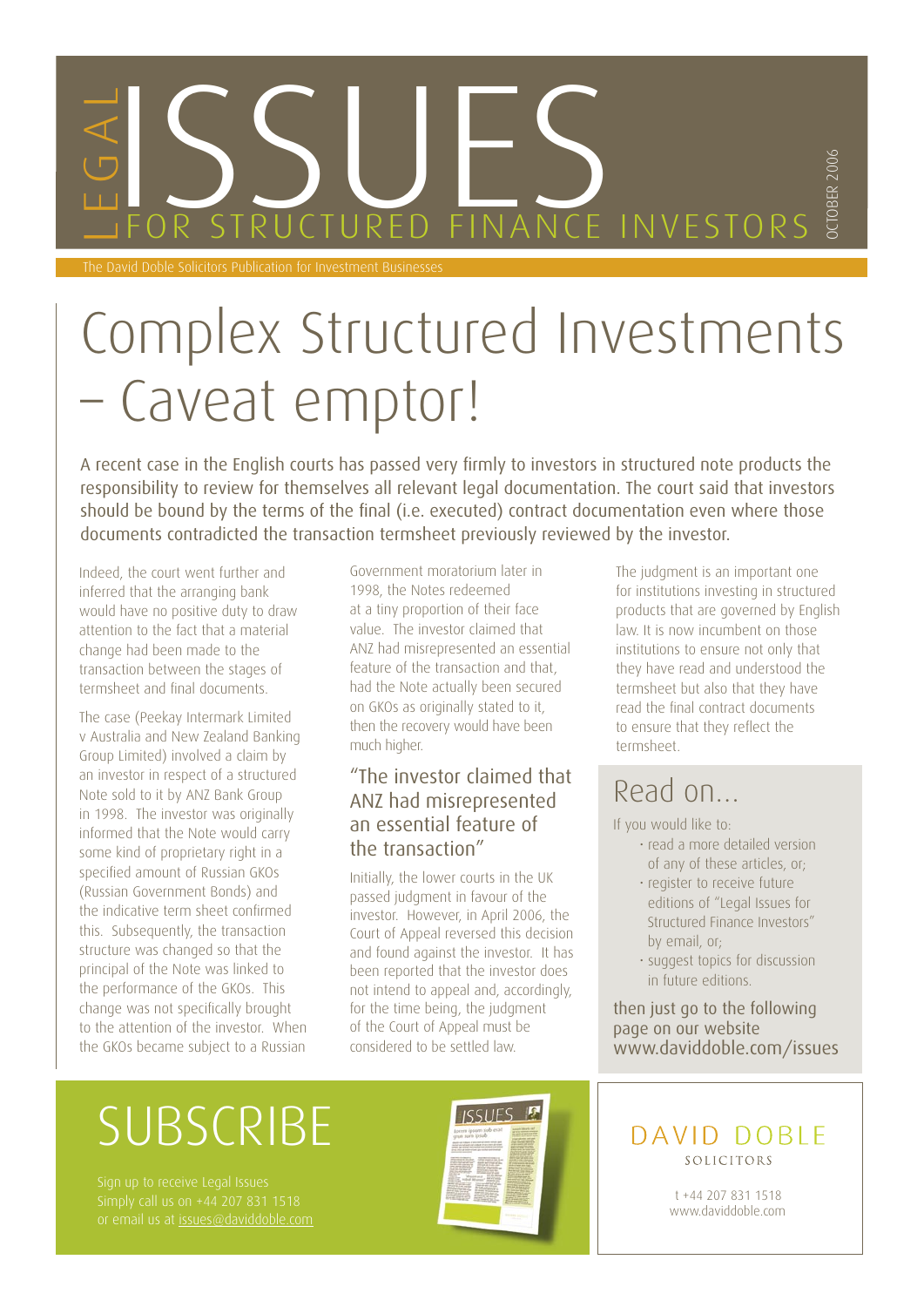# LEGAL ISSUES FOR STRUCTURED FINANCE INVESTORS

OCTOBER 2006

The David Doble Solicitors Publication for Investment Businesses

# Complex Structured Investments – Caveat emptor!

A recent case in the English courts has passed very firmly to investors in structured note products the responsibility to review for themselves all relevant legal documentation. The court said that investors should be bound by the terms of the final (i.e. executed) contract documentation even where those documents contradicted the transaction termsheet previously reviewed by the investor.

Indeed, the court went further and inferred that the arranging bank would have no positive duty to draw attention to the fact that a material change had been made to the transaction between the stages of termsheet and final documents.

The case (Peekay Intermark Limited v Australia and New Zealand Banking Group Limited) involved a claim by an investor in respect of a structured Note sold to it by ANZ Bank Group in 1998. The investor was originally informed that the Note would carry some kind of proprietary right in a specified amount of Russian GKOs (Russian Government Bonds) and the indicative term sheet confirmed this. Subsequently, the transaction structure was changed so that the principal of the Note was linked to the performance of the GKOs. This change was not specifically brought to the attention of the investor. When the GKOs became subject to a Russian Government moratorium later in 1998, the Notes redeemed at a tiny proportion of their face value. The investor claimed that ANZ had misrepresented an essential feature of the transaction and that, had the Note actually been secured on GKOs as originally stated to it, then the recovery would have been much higher.

> "The investor claimed that ANZ had misrepresented an essential feature of the transaction"

Initially, the lower courts in the UK passed judgment in favour of the investor. However, in April 2006, the Court of Appeal reversed this decision and found against the investor. It has been reported that the investor does not intend to appeal and, accordingly, for the time being, the judgment of the Court of Appeal must be considered to be settled law.

The judgment is an important one for institutions investing in structured products that are governed by English law. It is now incumbent on those institutions to ensure not only that they have read and understood the termsheet but also that they have read the final contract documents to ensure that they reflect the termsheet.

## Read on...

If you would like to:

- read a more detailed version of any of these articles, or;
- register to receive future editions of "Legal Issues for Structured Finance Investors" by email, or;
- suggest topics for discussion in future editions.

then just go to the following page on our website www.daviddoble.com/issues

## SUBSCRIBE

Sign up to receive Legal Issues
Simply call us on +44 207 831 1518
or email us at issues@daviddoble.com

DAVID DOBLE
SOLICITORS

t +44 207 831 1518
www.daviddoble.com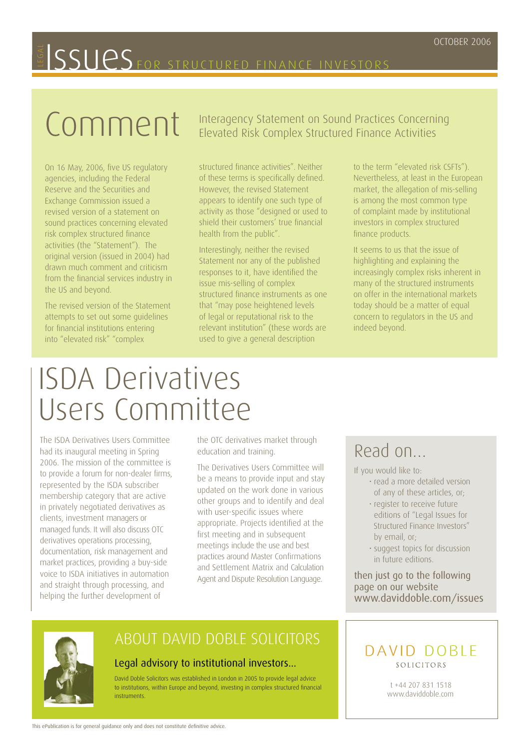# LEGAL Issues FOR STRUCTURED FINANCE INVESTORS

OCTOBER 2006

## Comment

### Interagency Statement on Sound Practices Concerning Elevated Risk Complex Structured Finance Activities

On 16 May, 2006, five US regulatory agencies, including the Federal Reserve and the Securities and Exchange Commission issued a revised version of a statement on sound practices concerning elevated risk complex structured finance activities (the "Statement"). The original version (issued in 2004) had drawn much comment and criticism from the financial services industry in the US and beyond.

The revised version of the Statement attempts to set out some guidelines for financial institutions entering into "elevated risk" "complex structured finance activities". Neither of these terms is specifically defined. However, the revised Statement appears to identify one such type of activity as those "designed or used to shield their customers' true financial health from the public".

Interestingly, neither the revised Statement nor any of the published responses to it, have identified the issue mis-selling of complex structured finance instruments as one that "may pose heightened levels of legal or reputational risk to the relevant institution" (these words are used to give a general description to the term "elevated risk CSFTs"). Nevertheless, at least in the European market, the allegation of mis-selling is among the most common type of complaint made by institutional investors in complex structured finance products.

It seems to us that the issue of highlighting and explaining the increasingly complex risks inherent in many of the structured instruments on offer in the international markets today should be a matter of equal concern to regulators in the US and indeed beyond.

## ISDA Derivatives Users Committee

The ISDA Derivatives Users Committee had its inaugural meeting in Spring 2006. The mission of the committee is to provide a forum for non-dealer firms, represented by the ISDA subscriber membership category that are active in privately negotiated derivatives as clients, investment managers or managed funds. It will also discuss OTC derivatives operations processing, documentation, risk management and market practices, providing a buy-side voice to ISDA initiatives in automation and straight through processing, and helping the further development of the OTC derivatives market through education and training.

The Derivatives Users Committee will be a means to provide input and stay updated on the work done in various other groups and to identify and deal with user-specific issues where appropriate. Projects identified at the first meeting and in subsequent meetings include the use and best practices around Master Confirmations and Settlement Matrix and Calculation Agent and Dispute Resolution Language.

## Read on...

If you would like to:

- read a more detailed version of any of these articles, or;
- register to receive future editions of "Legal Issues for Structured Finance Investors" by email, or;
- suggest topics for discussion in future editions.

then just go to the following page on our website www.daviddoble.com/issues

## ABOUT DAVID DOBLE SOLICITORS

### Legal advisory to institutional investors...

David Doble Solicitors was established in London in 2005 to provide legal advice to institutions, within Europe and beyond, investing in complex structured financial instruments.

DAVID DOBLE
SOLICITORS

t +44 207 831 1518
www.daviddoble.com

This ePublication is for general guidance only and does not constitute definitive advice.